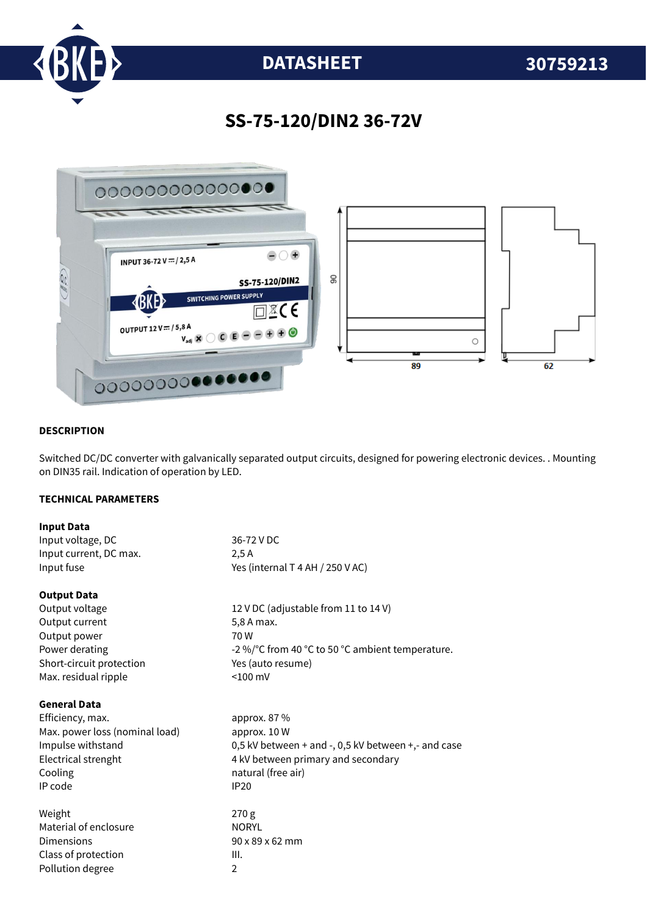# DATASHEET 30759213

## SS-75-120/DIN2 36-72V

### DESCRIPTION

Switched DC/DC converter with galvanically separated output circuits, designed for powering electronic devices. . Mounting on DIN35 rail. Indication of operation by LED.

### TECHNICAL PARAMETERS

**Input Data**

| | |
|---|---|
| Input voltage, DC | 36-72 V DC |
| Input current, DC max. | 2,5 A |
| Input fuse | Yes (internal T 4 AH / 250 V AC) |

**Output Data**

| | |
|---|---|
| Output voltage | 12 V DC (adjustable from 11 to 14 V) |
| Output current | 5,8 A max. |
| Output power | 70 W |
| Power derating | -2 %/°C from 40 °C to 50 °C ambient temperature. |
| Short-circuit protection | Yes (auto resume) |
| Max. residual ripple | <100 mV |

**General Data**

| | |
|---|---|
| Efficiency, max. | approx. 87 % |
| Max. power loss (nominal load) | approx. 10 W |
| Impulse withstand | 0,5 kV between + and -, 0,5 kV between +,- and case |
| Electrical strenght | 4 kV between primary and secondary |
| Cooling | natural (free air) |
| IP code | IP20 |

| | |
|---|---|
| Weight | 270 g |
| Material of enclosure | NORYL |
| Dimensions | 90 x 89 x 62 mm |
| Class of protection | III. |
| Pollution degree | 2 |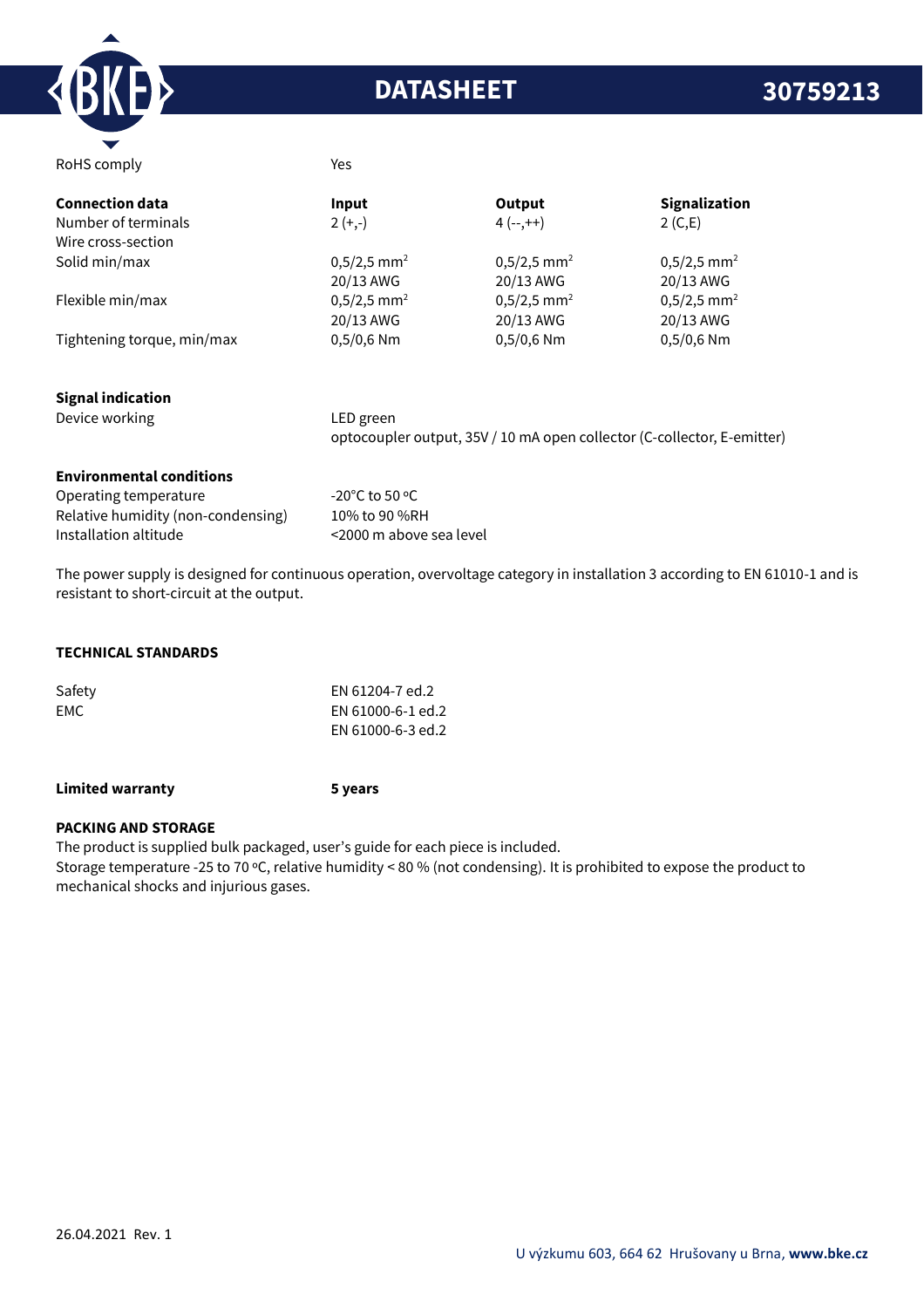| | | | |
|---|---|---|---|
| RoHS comply | Yes | | |

| **Connection data** | **Input** | **Output** | **Signalization** |
|---|---|---|---|
| Number of terminals | 2 (+,-) | 4 (--,++) | 2 (C,E) |
| Wire cross-section | | | |
| Solid min/max | 0,5/2,5 mm$^2$ 20/13 AWG | 0,5/2,5 mm$^2$ 20/13 AWG | 0,5/2,5 mm$^2$ 20/13 AWG |
| Flexible min/max | 0,5/2,5 mm$^2$ 20/13 AWG | 0,5/2,5 mm$^2$ 20/13 AWG | 0,5/2,5 mm$^2$ 20/13 AWG |
| Tightening torque, min/max | 0,5/0,6 Nm | 0,5/0,6 Nm | 0,5/0,6 Nm |

**Signal indication**

| | |
|---|---|
| Device working | LED green<br>optocoupler output, 35V / 10 mA open collector (C-collector, E-emitter) |

**Environmental conditions**

| | |
|---|---|
| Operating temperature | -20°C to 50 °C |
| Relative humidity (non-condensing) | 10% to 90 %RH |
| Installation altitude | <2000 m above sea level |

The power supply is designed for continuous operation, overvoltage category in installation 3 according to EN 61010-1 and is resistant to short-circuit at the output.

**TECHNICAL STANDARDS**

| | |
|---|---|
| Safety | EN 61204-7 ed.2 |
| EMC | EN 61000-6-1 ed.2<br>EN 61000-6-3 ed.2 |

**Limited warranty** **5 years**

**PACKING AND STORAGE**

The product is supplied bulk packaged, user's guide for each piece is included.
Storage temperature -25 to 70 °C, relative humidity < 80 % (not condensing). It is prohibited to expose the product to mechanical shocks and injurious gases.

26.04.2021 Rev. 1